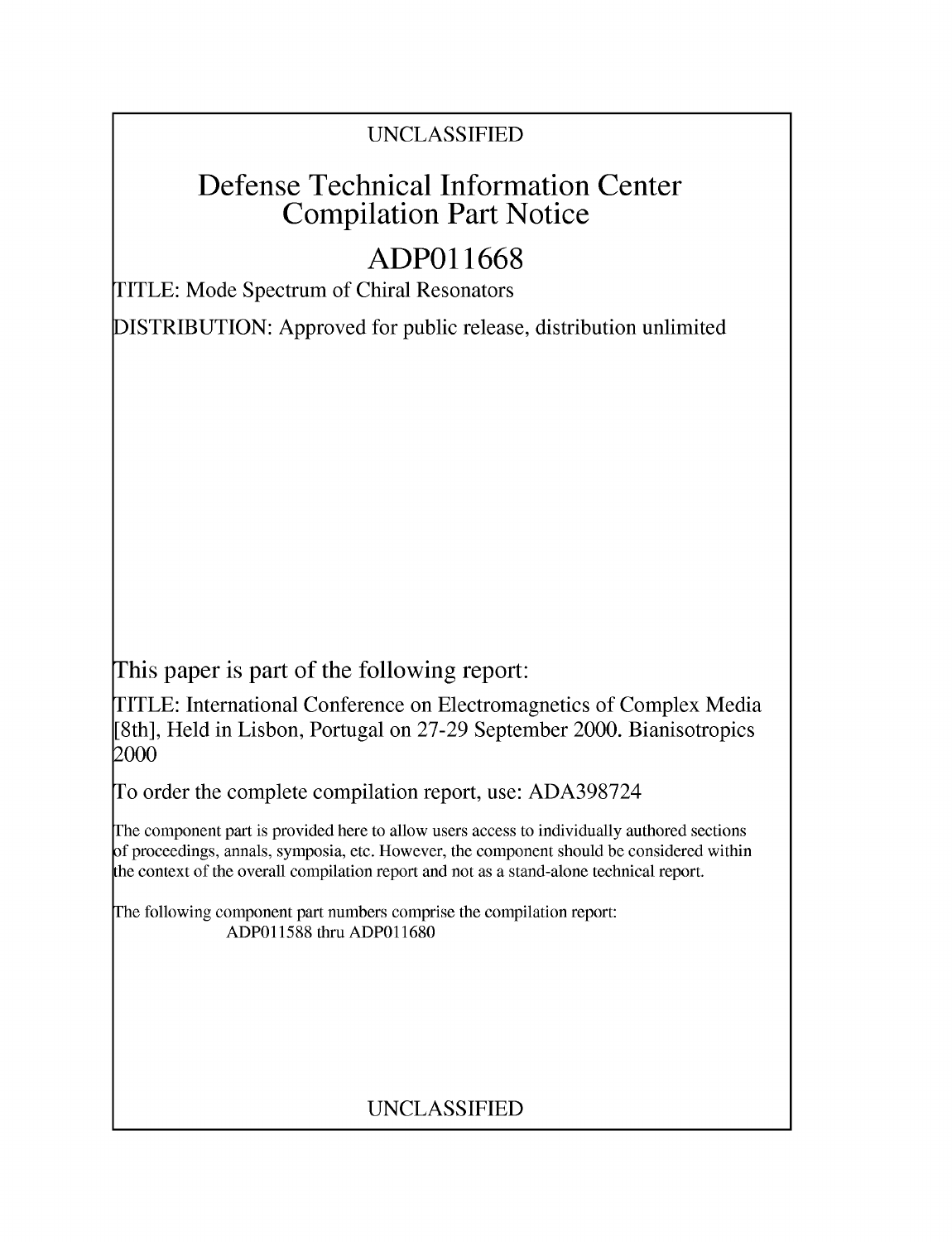UNCLASSIFIED

# Defense Technical Information Center Compilation Part Notice

# ADP011668

TITLE: Mode Spectrum of Chiral Resonators

DISTRIBUTION: Approved for public release, distribution unlimited

This paper is part of the following report:

TITLE: International Conference on Electromagnetics of Complex Media [8th], Held in Lisbon, Portugal on 27-29 September 2000. Bianisotropics 2000

To order the complete compilation report, use: ADA398724

The component part is provided here to allow users access to individually authored sections of proceedings, annals, symposia, etc. However, the component should be considered within the context of the overall compilation report and not as a stand-alone technical report.

The following component part numbers comprise the compilation report:
ADP011588 thru ADP011680

UNCLASSIFIED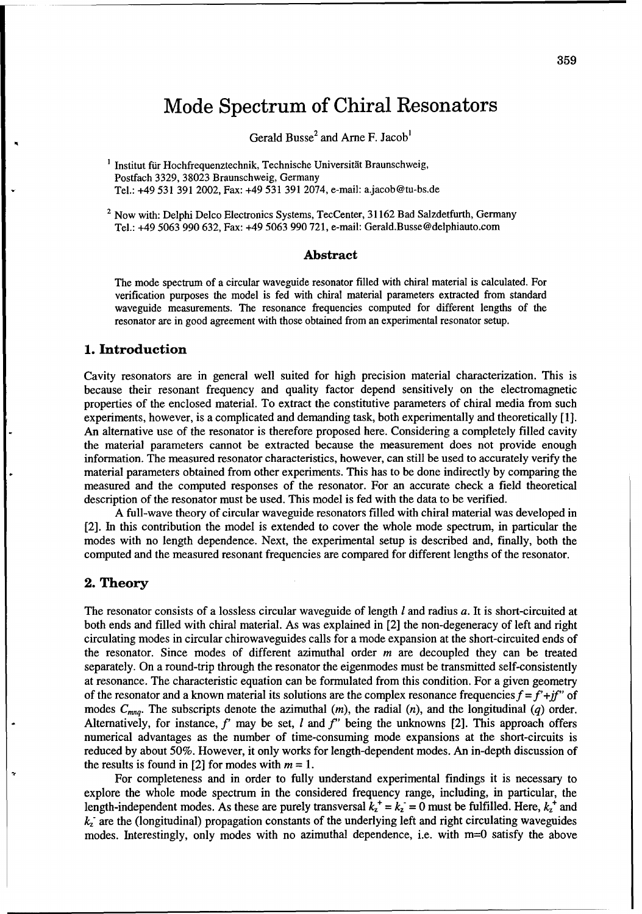# Mode Spectrum of Chiral Resonators

Gerald Busse[2] and Arne F. Jacob[1]

[1] Institut für Hochfrequenztechnik, Technische Universität Braunschweig, Postfach 3329, 38023 Braunschweig, Germany
Tel.: +49 531 391 2002, Fax: +49 531 391 2074, e-mail: a.jacob@tu-bs.de

[2] Now with: Delphi Delco Electronics Systems, TecCenter, 31162 Bad Salzdetfurth, Germany
Tel.: +49 5063 990 632, Fax: +49 5063 990 721, e-mail: Gerald.Busse@delphiauto.com

### Abstract

The mode spectrum of a circular waveguide resonator filled with chiral material is calculated. For verification purposes the model is fed with chiral material parameters extracted from standard waveguide measurements. The resonance frequencies computed for different lengths of the resonator are in good agreement with those obtained from an experimental resonator setup.

## 1. Introduction

Cavity resonators are in general well suited for high precision material characterization. This is because their resonant frequency and quality factor depend sensitively on the electromagnetic properties of the enclosed material. To extract the constitutive parameters of chiral media from such experiments, however, is a complicated and demanding task, both experimentally and theoretically [1]. An alternative use of the resonator is therefore proposed here. Considering a completely filled cavity the material parameters cannot be extracted because the measurement does not provide enough information. The measured resonator characteristics, however, can still be used to accurately verify the material parameters obtained from other experiments. This has to be done indirectly by comparing the measured and the computed responses of the resonator. For an accurate check a field theoretical description of the resonator must be used. This model is fed with the data to be verified.

A full-wave theory of circular waveguide resonators filled with chiral material was developed in [2]. In this contribution the model is extended to cover the whole mode spectrum, in particular the modes with no length dependence. Next, the experimental setup is described and, finally, both the computed and the measured resonant frequencies are compared for different lengths of the resonator.

## 2. Theory

The resonator consists of a lossless circular waveguide of length $l$ and radius $a$. It is short-circuited at both ends and filled with chiral material. As was explained in [2] the non-degeneracy of left and right circulating modes in circular chirowaveguides calls for a mode expansion at the short-circuited ends of the resonator. Since modes of different azimuthal order $m$ are decoupled they can be treated separately. On a round-trip through the resonator the eigenmodes must be transmitted self-consistently at resonance. The characteristic equation can be formulated from this condition. For a given geometry of the resonator and a known material its solutions are the complex resonance frequencies $f = f' + jf''$ of modes $C_{mnq}$. The subscripts denote the azimuthal ($m$), the radial ($n$), and the longitudinal ($q$) order. Alternatively, for instance, $f'$ may be set, $l$ and $f''$ being the unknowns [2]. This approach offers numerical advantages as the number of time-consuming mode expansions at the short-circuits is reduced by about 50%. However, it only works for length-dependent modes. An in-depth discussion of the results is found in [2] for modes with $m = 1$.

For completeness and in order to fully understand experimental findings it is necessary to explore the whole mode spectrum in the considered frequency range, including, in particular, the length-independent modes. As these are purely transversal $k_z^+ = k_z^- = 0$ must be fulfilled. Here, $k_z^+$ and $k_z^-$ are the (longitudinal) propagation constants of the underlying left and right circulating waveguides modes. Interestingly, only modes with no azimuthal dependence, i.e. with m=0 satisfy the above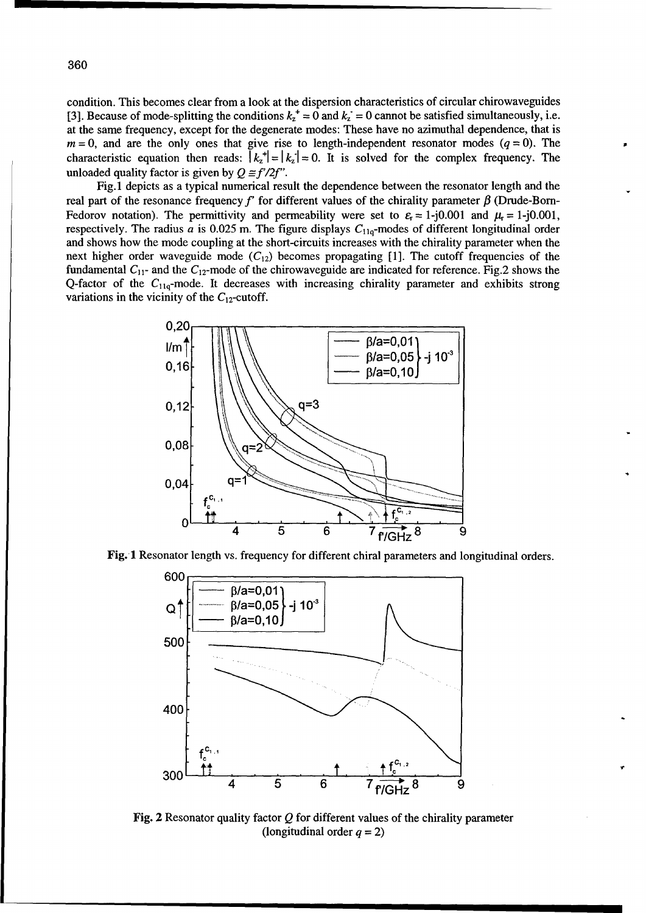condition. This becomes clear from a look at the dispersion characteristics of circular chirowaveguides [3]. Because of mode-splitting the conditions $k_z^+ = 0$ and $k_z^- = 0$ cannot be satisfied simultaneously, i.e. at the same frequency, except for the degenerate modes: These have no azimuthal dependence, that is $m = 0$, and are the only ones that give rise to length-independent resonator modes ($q = 0$). The characteristic equation then reads: $|k_z^+| = |k_z^-| = 0$. It is solved for the complex frequency. The unloaded quality factor is given by $Q \equiv f'/2f''$.

Fig.1 depicts as a typical numerical result the dependence between the resonator length and the real part of the resonance frequency $f'$ for different values of the chirality parameter $\beta$ (Drude-Born-Fedorov notation). The permittivity and permeability were set to $\varepsilon_r = 1\text{-}j0.001$ and $\mu_r = 1\text{-}j0.001$, respectively. The radius $a$ is 0.025 m. The figure displays $C_{11q}$-modes of different longitudinal order and shows how the mode coupling at the short-circuits increases with the chirality parameter when the next higher order waveguide mode ($C_{12}$) becomes propagating [1]. The cutoff frequencies of the fundamental $C_{11}$- and the $C_{12}$-mode of the chirowaveguide are indicated for reference. Fig.2 shows the Q-factor of the $C_{11q}$-mode. It decreases with increasing chirality parameter and exhibits strong variations in the vicinity of the $C_{12}$-cutoff.

**Fig. 1** Resonator length vs. frequency for different chiral parameters and longitudinal orders.

**Fig. 2** Resonator quality factor $Q$ for different values of the chirality parameter (longitudinal order $q = 2$)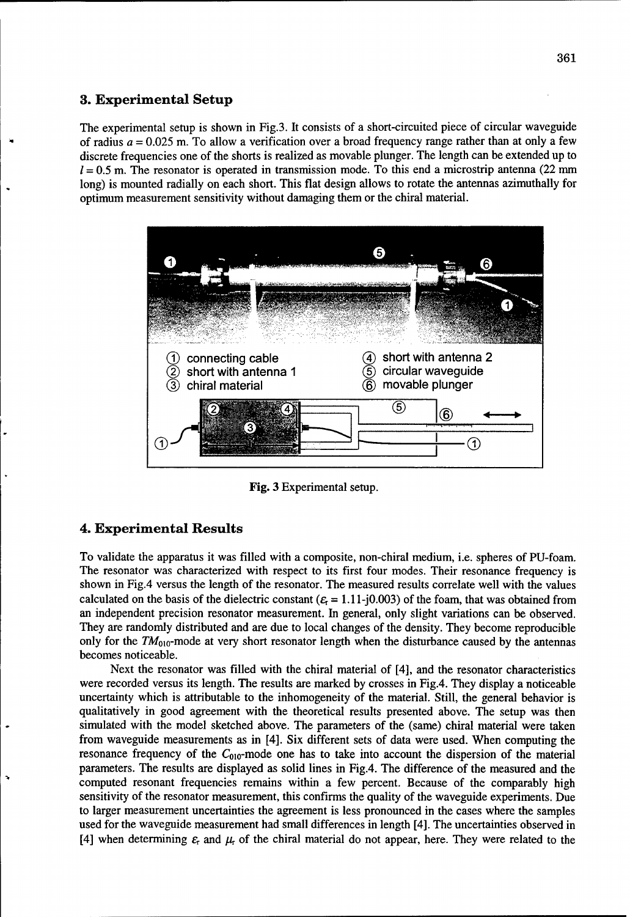## 3. Experimental Setup

The experimental setup is shown in Fig.3. It consists of a short-circuited piece of circular waveguide of radius $a = 0.025$ m. To allow a verification over a broad frequency range rather than at only a few discrete frequencies one of the shorts is realized as movable plunger. The length can be extended up to $l = 0.5$ m. The resonator is operated in transmission mode. To this end a microstrip antenna (22 mm long) is mounted radially on each short. This flat design allows to rotate the antennas azimuthally for optimum measurement sensitivity without damaging them or the chiral material.

Fig. 3 Experimental setup.

## 4. Experimental Results

To validate the apparatus it was filled with a composite, non-chiral medium, i.e. spheres of PU-foam. The resonator was characterized with respect to its first four modes. Their resonance frequency is shown in Fig.4 versus the length of the resonator. The measured results correlate well with the values calculated on the basis of the dielectric constant ($\varepsilon_r = 1.11\text{-}j0.003$) of the foam, that was obtained from an independent precision resonator measurement. In general, only slight variations can be observed. They are randomly distributed and are due to local changes of the density. They become reproducible only for the $TM_{010}$-mode at very short resonator length when the disturbance caused by the antennas becomes noticeable.

Next the resonator was filled with the chiral material of [4], and the resonator characteristics were recorded versus its length. The results are marked by crosses in Fig.4. They display a noticeable uncertainty which is attributable to the inhomogeneity of the material. Still, the general behavior is qualitatively in good agreement with the theoretical results presented above. The setup was then simulated with the model sketched above. The parameters of the (same) chiral material were taken from waveguide measurements as in [4]. Six different sets of data were used. When computing the resonance frequency of the $C_{010}$-mode one has to take into account the dispersion of the material parameters. The results are displayed as solid lines in Fig.4. The difference of the measured and the computed resonant frequencies remains within a few percent. Because of the comparably high sensitivity of the resonator measurement, this confirms the quality of the waveguide experiments. Due to larger measurement uncertainties the agreement is less pronounced in the cases where the samples used for the waveguide measurement had small differences in length [4]. The uncertainties observed in [4] when determining $\varepsilon_r$ and $\mu_r$ of the chiral material do not appear, here. They were related to the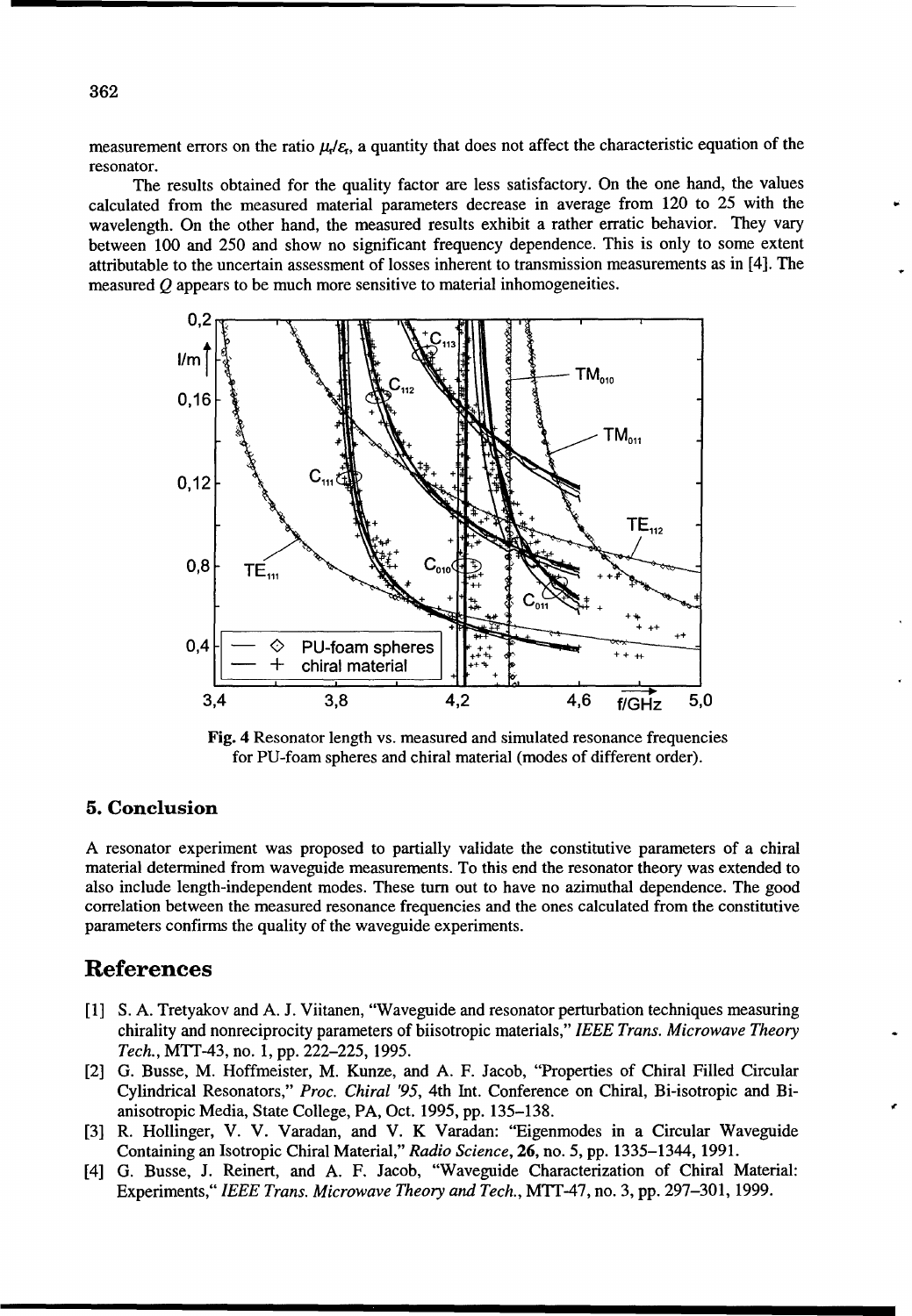measurement errors on the ratio $\mu_r/\varepsilon_r$, a quantity that does not affect the characteristic equation of the resonator.

The results obtained for the quality factor are less satisfactory. On the one hand, the values calculated from the measured material parameters decrease in average from 120 to 25 with the wavelength. On the other hand, the measured results exhibit a rather erratic behavior. They vary between 100 and 250 and show no significant frequency dependence. This is only to some extent attributable to the uncertain assessment of losses inherent to transmission measurements as in [4]. The measured $Q$ appears to be much more sensitive to material inhomogeneities.

0,2
l/m
0,16
0,12
0,8
0,4
3,4
3,8
4,2
4,6
f/GHz
5,0
$C_{113}$
$C_{112}$
$C_{111}$
$C_{010}$
$C_{011}$
$TM_{010}$
$TM_{011}$
$TE_{112}$
$TE_{111}$
PU-foam spheres
chiral material

**Fig. 4** Resonator length vs. measured and simulated resonance frequencies for PU-foam spheres and chiral material (modes of different order).

## 5. Conclusion

A resonator experiment was proposed to partially validate the constitutive parameters of a chiral material determined from waveguide measurements. To this end the resonator theory was extended to also include length-independent modes. These turn out to have no azimuthal dependence. The good correlation between the measured resonance frequencies and the ones calculated from the constitutive parameters confirms the quality of the waveguide experiments.

# References

[1] S. A. Tretyakov and A. J. Viitanen, "Waveguide and resonator perturbation techniques measuring chirality and nonreciprocity parameters of biisotropic materials," *IEEE Trans. Microwave Theory Tech.*, MTT-43, no. 1, pp. 222–225, 1995.

[2] G. Busse, M. Hoffmeister, M. Kunze, and A. F. Jacob, "Properties of Chiral Filled Circular Cylindrical Resonators," *Proc. Chiral '95*, 4th Int. Conference on Chiral, Bi-isotropic and Bi-anisotropic Media, State College, PA, Oct. 1995, pp. 135–138.

[3] R. Hollinger, V. V. Varadan, and V. K Varadan: "Eigenmodes in a Circular Waveguide Containing an Isotropic Chiral Material," *Radio Science*, **26**, no. 5, pp. 1335–1344, 1991.

[4] G. Busse, J. Reinert, and A. F. Jacob, "Waveguide Characterization of Chiral Material: Experiments," *IEEE Trans. Microwave Theory and Tech.*, MTT-47, no. 3, pp. 297–301, 1999.